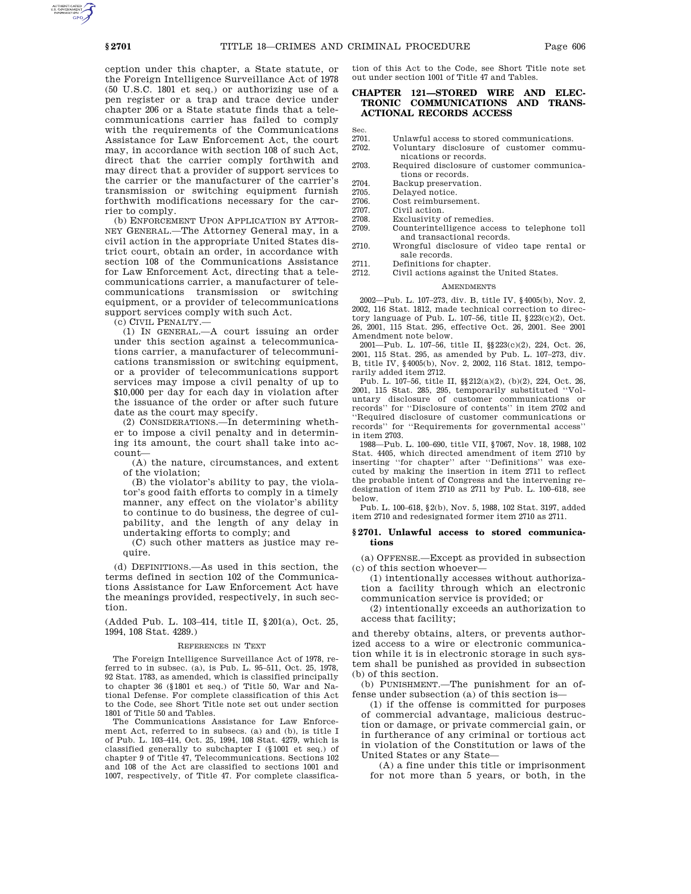ception under this chapter, a State statute, or the Foreign Intelligence Surveillance Act of 1978 (50 U.S.C. 1801 et seq.) or authorizing use of a pen register or a trap and trace device under chapter 206 or a State statute finds that a telecommunications carrier has failed to comply with the requirements of the Communications Assistance for Law Enforcement Act, the court may, in accordance with section 108 of such Act, direct that the carrier comply forthwith and may direct that a provider of support services to the carrier or the manufacturer of the carrier's transmission or switching equipment furnish forthwith modifications necessary for the carrier to comply.

(b) ENFORCEMENT UPON APPLICATION BY ATTORNEY GENERAL.—The Attorney General may, in a civil action in the appropriate United States district court, obtain an order, in accordance with section 108 of the Communications Assistance for Law Enforcement Act, directing that a telecommunications carrier, a manufacturer of telecommunications transmission or switching equipment, or a provider of telecommunications support services comply with such Act.

(c) CIVIL PENALTY.—

(1) IN GENERAL.—A court issuing an order under this section against a telecommunications carrier, a manufacturer of telecommunications transmission or switching equipment, or a provider of telecommunications support services may impose a civil penalty of up to $10,000 per day for each day in violation after the issuance of the order or after such future date as the court may specify.

(2) CONSIDERATIONS.—In determining whether to impose a civil penalty and in determining its amount, the court shall take into account—

(A) the nature, circumstances, and extent of the violation;

(B) the violator's ability to pay, the violator's good faith efforts to comply in a timely manner, any effect on the violator's ability to continue to do business, the degree of culpability, and the length of any delay in undertaking efforts to comply; and

(C) such other matters as justice may require.

(d) DEFINITIONS.—As used in this section, the terms defined in section 102 of the Communications Assistance for Law Enforcement Act have the meanings provided, respectively, in such section.

(Added Pub. L. 103–414, title II, §201(a), Oct. 25, 1994, 108 Stat. 4289.)

REFERENCES IN TEXT

The Foreign Intelligence Surveillance Act of 1978, referred to in subsec. (a), is Pub. L. 95–511, Oct. 25, 1978, 92 Stat. 1783, as amended, which is classified principally to chapter 36 (§1801 et seq.) of Title 50, War and National Defense. For complete classification of this Act to the Code, see Short Title note set out under section 1801 of Title 50 and Tables.

The Communications Assistance for Law Enforcement Act, referred to in subsecs. (a) and (b), is title I of Pub. L. 103–414, Oct. 25, 1994, 108 Stat. 4279, which is classified generally to subchapter I (§1001 et seq.) of chapter 9 of Title 47, Telecommunications. Sections 102 and 108 of the Act are classified to sections 1001 and 1007, respectively, of Title 47. For complete classification of this Act to the Code, see Short Title note set out under section 1001 of Title 47 and Tables.

## CHAPTER 121—STORED WIRE AND ELECTRONIC COMMUNICATIONS AND TRANSACTIONAL RECORDS ACCESS

| Sec. | |
|---|---|
| 2701. | Unlawful access to stored communications. |
| 2702. | Voluntary disclosure of customer communications or records. |
| 2703. | Required disclosure of customer communications or records. |
| 2704. | Backup preservation. |
| 2705. | Delayed notice. |
| 2706. | Cost reimbursement. |
| 2707. | Civil action. |
| 2708. | Exclusivity of remedies. |
| 2709. | Counterintelligence access to telephone toll and transactional records. |
| 2710. | Wrongful disclosure of video tape rental or sale records. |
| 2711. | Definitions for chapter. |
| 2712. | Civil actions against the United States. |

AMENDMENTS

2002—Pub. L. 107–273, div. B, title IV, §4005(b), Nov. 2, 2002, 116 Stat. 1812, made technical correction to directory language of Pub. L. 107–56, title II, §223(c)(2), Oct. 26, 2001, 115 Stat. 295, effective Oct. 26, 2001. See 2001 Amendment note below.

2001—Pub. L. 107–56, title II, §§223(c)(2), 224, Oct. 26, 2001, 115 Stat. 295, as amended by Pub. L. 107–273, div. B, title IV, §4005(b), Nov. 2, 2002, 116 Stat. 1812, temporarily added item 2712.

Pub. L. 107–56, title II, §§212(a)(2), (b)(2), 224, Oct. 26, 2001, 115 Stat. 285, 295, temporarily substituted "Voluntary disclosure of customer communications or records" for "Disclosure of contents" in item 2702 and "Required disclosure of customer communications or records" for "Requirements for governmental access" in item 2703.

1988—Pub. L. 100–690, title VII, §7067, Nov. 18, 1988, 102 Stat. 4405, which directed amendment of item 2710 by inserting "for chapter" after "Definitions" was executed by making the insertion in item 2711 to reflect the probable intent of Congress and the intervening redesignation of item 2710 as 2711 by Pub. L. 100–618, see below.

Pub. L. 100–618, §2(b), Nov. 5, 1988, 102 Stat. 3197, added item 2710 and redesignated former item 2710 as 2711.

### §2701. Unlawful access to stored communications

(a) OFFENSE.—Except as provided in subsection (c) of this section whoever—

(1) intentionally accesses without authorization a facility through which an electronic communication service is provided; or

(2) intentionally exceeds an authorization to access that facility;

and thereby obtains, alters, or prevents authorized access to a wire or electronic communication while it is in electronic storage in such system shall be punished as provided in subsection (b) of this section.

(b) PUNISHMENT.—The punishment for an offense under subsection (a) of this section is—

(1) if the offense is committed for purposes of commercial advantage, malicious destruction or damage, or private commercial gain, or in furtherance of any criminal or tortious act in violation of the Constitution or laws of the United States or any State—

(A) a fine under this title or imprisonment for not more than 5 years, or both, in the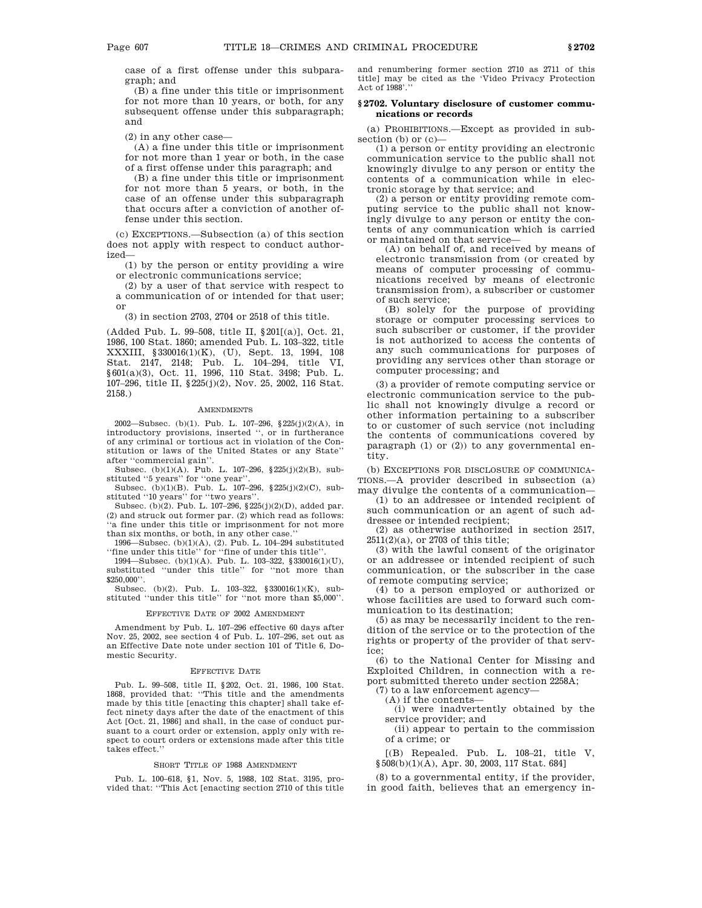case of a first offense under this subparagraph; and

(B) a fine under this title or imprisonment for not more than 10 years, or both, for any subsequent offense under this subparagraph; and

(2) in any other case—

(A) a fine under this title or imprisonment for not more than 1 year or both, in the case of a first offense under this paragraph; and

(B) a fine under this title or imprisonment for not more than 5 years, or both, in the case of an offense under this subparagraph that occurs after a conviction of another offense under this section.

(c) EXCEPTIONS.—Subsection (a) of this section does not apply with respect to conduct authorized—

(1) by the person or entity providing a wire or electronic communications service;

(2) by a user of that service with respect to a communication of or intended for that user; or

(3) in section 2703, 2704 or 2518 of this title.

(Added Pub. L. 99–508, title II, §201[(a)], Oct. 21, 1986, 100 Stat. 1860; amended Pub. L. 103–322, title XXXIII, §330016(1)(K), (U), Sept. 13, 1994, 108 Stat. 2147, 2148; Pub. L. 104–294, title VI, §601(a)(3), Oct. 11, 1996, 110 Stat. 3498; Pub. L. 107–296, title II, §225(j)(2), Nov. 25, 2002, 116 Stat. 2158.)

AMENDMENTS

2002—Subsec. (b)(1). Pub. L. 107–296, §225(j)(2)(A), in introductory provisions, inserted ", or in furtherance of any criminal or tortious act in violation of the Constitution or laws of the United States or any State" after "commercial gain".

Subsec. (b)(1)(A). Pub. L. 107–296, §225(j)(2)(B), substituted "5 years" for "one year".

Subsec. (b)(1)(B). Pub. L. 107–296, §225(j)(2)(C), substituted "10 years" for "two years".

Subsec. (b)(2). Pub. L. 107–296, §225(j)(2)(D), added par. (2) and struck out former par. (2) which read as follows: "a fine under this title or imprisonment for not more than six months, or both, in any other case."

1996—Subsec. (b)(1)(A), (2). Pub. L. 104–294 substituted "fine under this title" for "fine of under this title".

1994—Subsec. (b)(1)(A). Pub. L. 103–322, §330016(1)(U), substituted "under this title" for "not more than $250,000".

Subsec. (b)(2). Pub. L. 103–322, §330016(1)(K), substituted "under this title" for "not more than $5,000".

EFFECTIVE DATE OF 2002 AMENDMENT

Amendment by Pub. L. 107–296 effective 60 days after Nov. 25, 2002, see section 4 of Pub. L. 107–296, set out as an Effective Date note under section 101 of Title 6, Domestic Security.

EFFECTIVE DATE

Pub. L. 99–508, title II, §202, Oct. 21, 1986, 100 Stat. 1868, provided that: "This title and the amendments made by this title [enacting this chapter] shall take effect ninety days after the date of the enactment of this Act [Oct. 21, 1986] and shall, in the case of conduct pursuant to a court order or extension, apply only with respect to court orders or extensions made after this title takes effect."

SHORT TITLE OF 1988 AMENDMENT

Pub. L. 100–618, §1, Nov. 5, 1988, 102 Stat. 3195, provided that: "This Act [enacting section 2710 of this title and renumbering former section 2710 as 2711 of this title] may be cited as the 'Video Privacy Protection Act of 1988'."

### §2702. Voluntary disclosure of customer communications or records

(a) PROHIBITIONS.—Except as provided in subsection (b) or (c)—

(1) a person or entity providing an electronic communication service to the public shall not knowingly divulge to any person or entity the contents of a communication while in electronic storage by that service; and

(2) a person or entity providing remote computing service to the public shall not knowingly divulge to any person or entity the contents of any communication which is carried or maintained on that service—

(A) on behalf of, and received by means of electronic transmission from (or created by means of computer processing of communications received by means of electronic transmission from), a subscriber or customer of such service;

(B) solely for the purpose of providing storage or computer processing services to such subscriber or customer, if the provider is not authorized to access the contents of any such communications for purposes of providing any services other than storage or computer processing; and

(3) a provider of remote computing service or electronic communication service to the public shall not knowingly divulge a record or other information pertaining to a subscriber to or customer of such service (not including the contents of communications covered by paragraph (1) or (2)) to any governmental entity.

(b) EXCEPTIONS FOR DISCLOSURE OF COMMUNICATIONS.—A provider described in subsection (a) may divulge the contents of a communication—

(1) to an addressee or intended recipient of such communication or an agent of such addressee or intended recipient;

(2) as otherwise authorized in section 2517, 2511(2)(a), or 2703 of this title;

(3) with the lawful consent of the originator or an addressee or intended recipient of such communication, or the subscriber in the case of remote computing service;

(4) to a person employed or authorized or whose facilities are used to forward such communication to its destination;

(5) as may be necessarily incident to the rendition of the service or to the protection of the rights or property of the provider of that service;

(6) to the National Center for Missing and Exploited Children, in connection with a report submitted thereto under section 2258A;

(7) to a law enforcement agency—

(A) if the contents—

(i) were inadvertently obtained by the service provider; and

(ii) appear to pertain to the commission of a crime; or

[(B) Repealed. Pub. L. 108–21, title V, §508(b)(1)(A), Apr. 30, 2003, 117 Stat. 684]

(8) to a governmental entity, if the provider, in good faith, believes that an emergency in-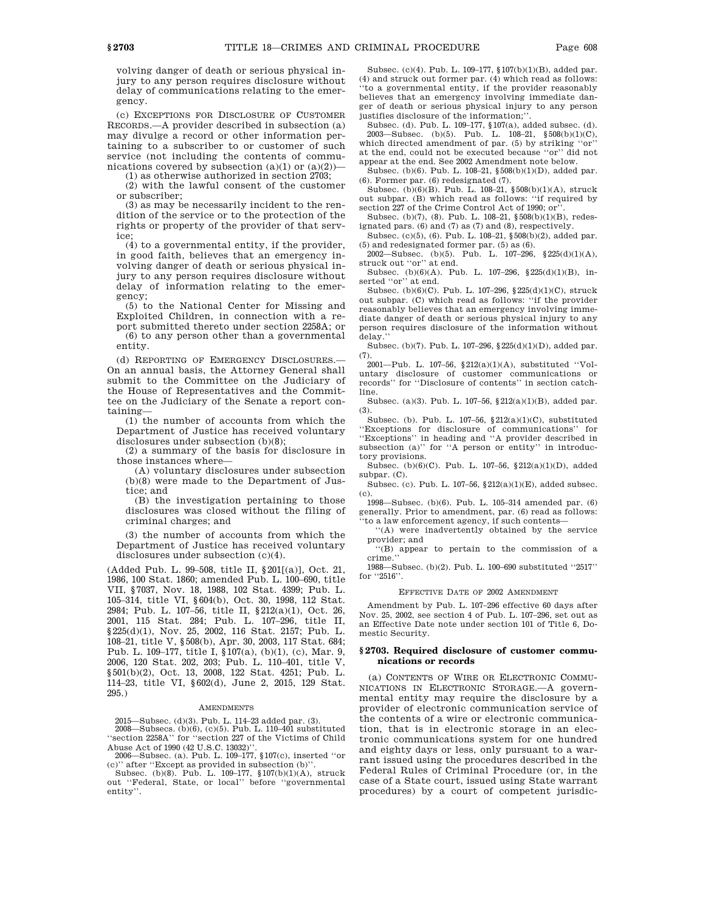volving danger of death or serious physical injury to any person requires disclosure without delay of communications relating to the emergency.

(c) EXCEPTIONS FOR DISCLOSURE OF CUSTOMER RECORDS.—A provider described in subsection (a) may divulge a record or other information pertaining to a subscriber to or customer of such service (not including the contents of communications covered by subsection (a)(1) or (a)(2))—

(1) as otherwise authorized in section 2703;

(2) with the lawful consent of the customer or subscriber;

(3) as may be necessarily incident to the rendition of the service or to the protection of the rights or property of the provider of that service;

(4) to a governmental entity, if the provider, in good faith, believes that an emergency involving danger of death or serious physical injury to any person requires disclosure without delay of information relating to the emergency;

(5) to the National Center for Missing and Exploited Children, in connection with a report submitted thereto under section 2258A; or

(6) to any person other than a governmental entity.

(d) REPORTING OF EMERGENCY DISCLOSURES.—On an annual basis, the Attorney General shall submit to the Committee on the Judiciary of the House of Representatives and the Committee on the Judiciary of the Senate a report containing—

(1) the number of accounts from which the Department of Justice has received voluntary disclosures under subsection (b)(8);

(2) a summary of the basis for disclosure in those instances where—

(A) voluntary disclosures under subsection (b)(8) were made to the Department of Justice; and

(B) the investigation pertaining to those disclosures was closed without the filing of criminal charges; and

(3) the number of accounts from which the Department of Justice has received voluntary disclosures under subsection (c)(4).

(Added Pub. L. 99–508, title II, §201[(a)], Oct. 21, 1986, 100 Stat. 1860; amended Pub. L. 100–690, title VII, §7037, Nov. 18, 1988, 102 Stat. 4399; Pub. L. 105–314, title VI, §604(b), Oct. 30, 1998, 112 Stat. 2984; Pub. L. 107–56, title II, §212(a)(1), Oct. 26, 2001, 115 Stat. 284; Pub. L. 107–296, title II, §225(d)(1), Nov. 25, 2002, 116 Stat. 2157; Pub. L. 108–21, title V, §508(b), Apr. 30, 2003, 117 Stat. 684; Pub. L. 109–177, title I, §107(a), (b)(1), (c), Mar. 9, 2006, 120 Stat. 202, 203; Pub. L. 110–401, title V, §501(b)(2), Oct. 13, 2008, 122 Stat. 4251; Pub. L. 114–23, title VI, §602(d), June 2, 2015, 129 Stat. 295.)

AMENDMENTS

2015—Subsec. (d)(3). Pub. L. 114–23 added par. (3).

2008—Subsecs. (b)(6), (c)(5). Pub. L. 110–401 substituted "section 2258A" for "section 227 of the Victims of Child Abuse Act of 1990 (42 U.S.C. 13032)".

2006—Subsec. (a). Pub. L. 109–177, §107(c), inserted "or (c)" after "Except as provided in subsection (b)".

Subsec. (b)(8). Pub. L. 109–177, §107(b)(1)(A), struck out "Federal, State, or local" before "governmental entity".

Subsec. (c)(4). Pub. L. 109–177, §107(b)(1)(B), added par. (4) and struck out former par. (4) which read as follows: "to a governmental entity, if the provider reasonably believes that an emergency involving immediate danger of death or serious physical injury to any person justifies disclosure of the information;".

Subsec. (d). Pub. L. 109–177, §107(a), added subsec. (d).

2003—Subsec. (b)(5). Pub. L. 108–21, §508(b)(1)(C), which directed amendment of par. (5) by striking "or" at the end, could not be executed because "or" did not appear at the end. See 2002 Amendment note below.

Subsec. (b)(6). Pub. L. 108–21, §508(b)(1)(D), added par. (6). Former par. (6) redesignated (7).

Subsec. (b)(6)(B). Pub. L. 108–21, §508(b)(1)(A), struck out subpar. (B) which read as follows: "if required by section 227 of the Crime Control Act of 1990; or".

Subsec. (b)(7), (8). Pub. L. 108–21, §508(b)(1)(B), redesignated pars. (6) and (7) as (7) and (8), respectively.

Subsec. (c)(5), (6). Pub. L. 108–21, §508(b)(2), added par. (5) and redesignated former par. (5) as (6).

2002—Subsec. (b)(5). Pub. L. 107–296, §225(d)(1)(A), struck out "or" at end.

Subsec. (b)(6)(A). Pub. L. 107–296, §225(d)(1)(B), inserted "or" at end.

Subsec. (b)(6)(C). Pub. L. 107–296, §225(d)(1)(C), struck out subpar. (C) which read as follows: "if the provider reasonably believes that an emergency involving immediate danger of death or serious physical injury to any person requires disclosure of the information without delay."

Subsec. (b)(7). Pub. L. 107–296, §225(d)(1)(D), added par. (7).

2001—Pub. L. 107–56, §212(a)(1)(A), substituted "Voluntary disclosure of customer communications or records" for "Disclosure of contents" in section catchline.

Subsec. (a)(3). Pub. L. 107–56, §212(a)(1)(B), added par. (3).

Subsec. (b). Pub. L. 107–56, §212(a)(1)(C), substituted "Exceptions for disclosure of communications" for "Exceptions" in heading and "A provider described in subsection (a)" for "A person or entity" in introductory provisions.

Subsec. (b)(6)(C). Pub. L. 107–56, §212(a)(1)(D), added subpar. (C).

Subsec. (c). Pub. L. 107–56, §212(a)(1)(E), added subsec. (c).

1998—Subsec. (b)(6). Pub. L. 105–314 amended par. (6) generally. Prior to amendment, par. (6) read as follows: "to a law enforcement agency, if such contents—

"(A) were inadvertently obtained by the service provider; and

"(B) appear to pertain to the commission of a crime."

1988—Subsec. (b)(2). Pub. L. 100–690 substituted "2517" for "2516".

EFFECTIVE DATE OF 2002 AMENDMENT

Amendment by Pub. L. 107–296 effective 60 days after Nov. 25, 2002, see section 4 of Pub. L. 107–296, set out as an Effective Date note under section 101 of Title 6, Domestic Security.

### §2703. Required disclosure of customer communications or records

(a) CONTENTS OF WIRE OR ELECTRONIC COMMUNICATIONS IN ELECTRONIC STORAGE.—A governmental entity may require the disclosure by a provider of electronic communication service of the contents of a wire or electronic communication, that is in electronic storage in an electronic communications system for one hundred and eighty days or less, only pursuant to a warrant issued using the procedures described in the Federal Rules of Criminal Procedure (or, in the case of a State court, issued using State warrant procedures) by a court of competent jurisdic-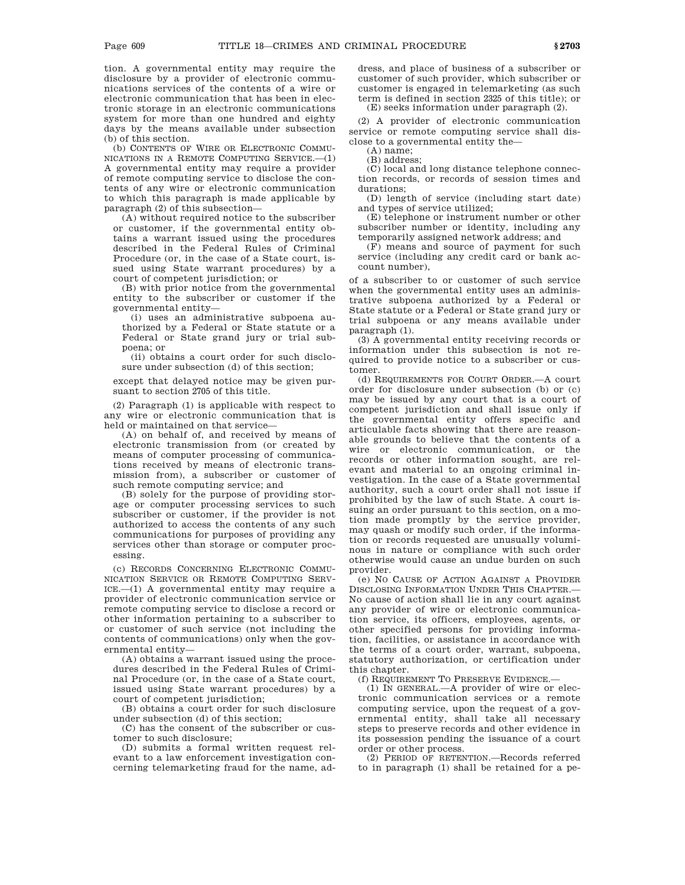tion. A governmental entity may require the disclosure by a provider of electronic communications services of the contents of a wire or electronic communication that has been in electronic storage in an electronic communications system for more than one hundred and eighty days by the means available under subsection (b) of this section.

(b) CONTENTS OF WIRE OR ELECTRONIC COMMUNICATIONS IN A REMOTE COMPUTING SERVICE.—(1) A governmental entity may require a provider of remote computing service to disclose the contents of any wire or electronic communication to which this paragraph is made applicable by paragraph (2) of this subsection—

(A) without required notice to the subscriber or customer, if the governmental entity obtains a warrant issued using the procedures described in the Federal Rules of Criminal Procedure (or, in the case of a State court, issued using State warrant procedures) by a court of competent jurisdiction; or

(B) with prior notice from the governmental entity to the subscriber or customer if the governmental entity—

(i) uses an administrative subpoena authorized by a Federal or State statute or a Federal or State grand jury or trial subpoena; or

(ii) obtains a court order for such disclosure under subsection (d) of this section;

except that delayed notice may be given pursuant to section 2705 of this title.

(2) Paragraph (1) is applicable with respect to any wire or electronic communication that is held or maintained on that service—

(A) on behalf of, and received by means of electronic transmission from (or created by means of computer processing of communications received by means of electronic transmission from), a subscriber or customer of such remote computing service; and

(B) solely for the purpose of providing storage or computer processing services to such subscriber or customer, if the provider is not authorized to access the contents of any such communications for purposes of providing any services other than storage or computer processing.

(c) RECORDS CONCERNING ELECTRONIC COMMUNICATION SERVICE OR REMOTE COMPUTING SERVICE.—(1) A governmental entity may require a provider of electronic communication service or remote computing service to disclose a record or other information pertaining to a subscriber to or customer of such service (not including the contents of communications) only when the governmental entity—

(A) obtains a warrant issued using the procedures described in the Federal Rules of Criminal Procedure (or, in the case of a State court, issued using State warrant procedures) by a court of competent jurisdiction;

(B) obtains a court order for such disclosure under subsection (d) of this section;

(C) has the consent of the subscriber or customer to such disclosure;

(D) submits a formal written request relevant to a law enforcement investigation concerning telemarketing fraud for the name, address, and place of business of a subscriber or customer of such provider, which subscriber or customer is engaged in telemarketing (as such term is defined in section 2325 of this title); or

(E) seeks information under paragraph (2).

(2) A provider of electronic communication service or remote computing service shall disclose to a governmental entity the—

(A) name;

(B) address;

(C) local and long distance telephone connection records, or records of session times and durations;

(D) length of service (including start date) and types of service utilized;

(E) telephone or instrument number or other subscriber number or identity, including any temporarily assigned network address; and

(F) means and source of payment for such service (including any credit card or bank account number),

of a subscriber to or customer of such service when the governmental entity uses an administrative subpoena authorized by a Federal or State statute or a Federal or State grand jury or trial subpoena or any means available under paragraph (1).

(3) A governmental entity receiving records or information under this subsection is not required to provide notice to a subscriber or customer.

(d) REQUIREMENTS FOR COURT ORDER.—A court order for disclosure under subsection (b) or (c) may be issued by any court that is a court of competent jurisdiction and shall issue only if the governmental entity offers specific and articulable facts showing that there are reasonable grounds to believe that the contents of a wire or electronic communication, or the records or other information sought, are relevant and material to an ongoing criminal investigation. In the case of a State governmental authority, such a court order shall not issue if prohibited by the law of such State. A court issuing an order pursuant to this section, on a motion made promptly by the service provider, may quash or modify such order, if the information or records requested are unusually voluminous in nature or compliance with such order otherwise would cause an undue burden on such provider.

(e) NO CAUSE OF ACTION AGAINST A PROVIDER DISCLOSING INFORMATION UNDER THIS CHAPTER.—No cause of action shall lie in any court against any provider of wire or electronic communication service, its officers, employees, agents, or other specified persons for providing information, facilities, or assistance in accordance with the terms of a court order, warrant, subpoena, statutory authorization, or certification under this chapter.

(f) REQUIREMENT TO PRESERVE EVIDENCE.—

(1) IN GENERAL.—A provider of wire or electronic communication services or a remote computing service, upon the request of a governmental entity, shall take all necessary steps to preserve records and other evidence in its possession pending the issuance of a court order or other process.

(2) PERIOD OF RETENTION.—Records referred to in paragraph (1) shall be retained for a pe-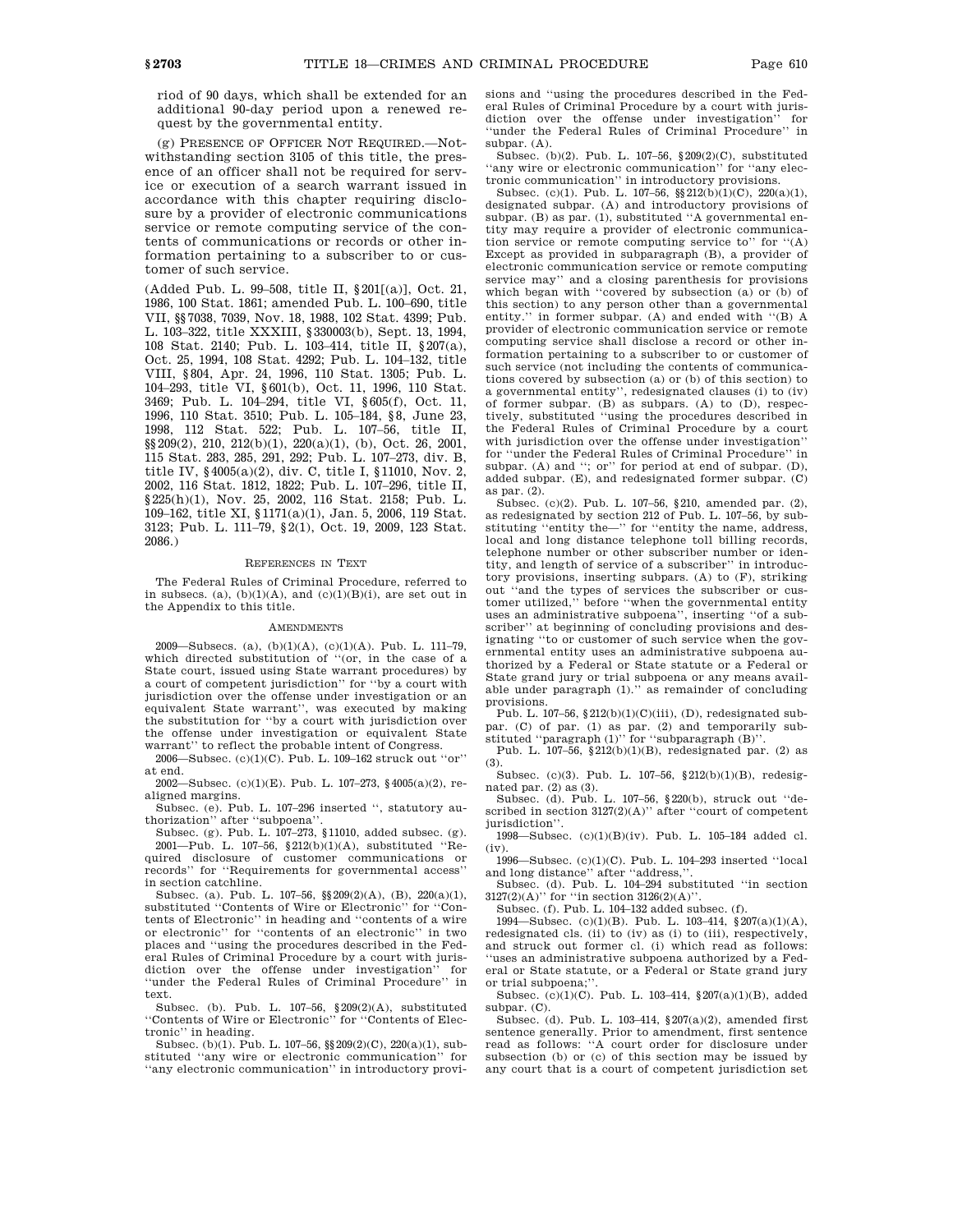riod of 90 days, which shall be extended for an additional 90-day period upon a renewed request by the governmental entity.

(g) PRESENCE OF OFFICER NOT REQUIRED.—Notwithstanding section 3105 of this title, the presence of an officer shall not be required for service or execution of a search warrant issued in accordance with this chapter requiring disclosure by a provider of electronic communications service or remote computing service of the contents of communications or records or other information pertaining to a subscriber to or customer of such service.

(Added Pub. L. 99–508, title II, §201[(a)], Oct. 21, 1986, 100 Stat. 1861; amended Pub. L. 100–690, title VII, §§7038, 7039, Nov. 18, 1988, 102 Stat. 4399; Pub. L. 103–322, title XXXIII, §330003(b), Sept. 13, 1994, 108 Stat. 2140; Pub. L. 103–414, title II, §207(a), Oct. 25, 1994, 108 Stat. 4292; Pub. L. 104–132, title VIII, §804, Apr. 24, 1996, 110 Stat. 1305; Pub. L. 104–293, title VI, §601(b), Oct. 11, 1996, 110 Stat. 3469; Pub. L. 104–294, title VI, §605(f), Oct. 11, 1996, 110 Stat. 3510; Pub. L. 105–184, §8, June 23, 1998, 112 Stat. 522; Pub. L. 107–56, title II, §§209(2), 210, 212(b)(1), 220(a)(1), (b), Oct. 26, 2001, 115 Stat. 283, 285, 291, 292; Pub. L. 107–273, div. B, title IV, §4005(a)(2), div. C, title I, §11010, Nov. 2, 2002, 116 Stat. 1812, 1822; Pub. L. 107–296, title II, §225(h)(1), Nov. 25, 2002, 116 Stat. 2158; Pub. L. 109–162, title XI, §1171(a)(1), Jan. 5, 2006, 119 Stat. 3123; Pub. L. 111–79, §2(1), Oct. 19, 2009, 123 Stat. 2086.)

REFERENCES IN TEXT

The Federal Rules of Criminal Procedure, referred to in subsecs. (a), (b)(1)(A), and (c)(1)(B)(i), are set out in the Appendix to this title.

AMENDMENTS

2009—Subsecs. (a), (b)(1)(A), (c)(1)(A). Pub. L. 111–79, which directed substitution of "(or, in the case of a State court, issued using State warrant procedures) by a court of competent jurisdiction" for "by a court with jurisdiction over the offense under investigation or an equivalent State warrant", was executed by making the substitution for "by a court with jurisdiction over the offense under investigation or equivalent State warrant" to reflect the probable intent of Congress.

2006—Subsec. (c)(1)(C). Pub. L. 109–162 struck out "or" at end.

2002—Subsec. (c)(1)(E). Pub. L. 107–273, §4005(a)(2), realigned margins.

Subsec. (e). Pub. L. 107–296 inserted ", statutory authorization" after "subpoena".

Subsec. (g). Pub. L. 107–273, §11010, added subsec. (g).

2001—Pub. L. 107–56, §212(b)(1)(A), substituted "Required disclosure of customer communications or records" for "Requirements for governmental access" in section catchline.

Subsec. (a). Pub. L. 107–56, §§209(2)(A), (B), 220(a)(1), substituted "Contents of Wire or Electronic" for "Contents of Electronic" in heading and "contents of a wire or electronic" for "contents of an electronic" in two places and "using the procedures described in the Federal Rules of Criminal Procedure by a court with jurisdiction over the offense under investigation" for "under the Federal Rules of Criminal Procedure" in text.

Subsec. (b). Pub. L. 107–56, §209(2)(A), substituted "Contents of Wire or Electronic" for "Contents of Electronic" in heading.

Subsec. (b)(1). Pub. L. 107–56, §§209(2)(C), 220(a)(1), substituted "any wire or electronic communication" for "any electronic communication" in introductory provisions and "using the procedures described in the Federal Rules of Criminal Procedure by a court with jurisdiction over the offense under investigation" for "under the Federal Rules of Criminal Procedure" in subpar. (A).

Subsec. (b)(2). Pub. L. 107–56, §209(2)(C), substituted "any wire or electronic communication" for "any electronic communication" in introductory provisions.

Subsec. (c)(1). Pub. L. 107–56, §§212(b)(1)(C), 220(a)(1), designated subpar. (A) and introductory provisions of subpar. (B) as par. (1), substituted "A governmental entity may require a provider of electronic communication service or remote computing service to" for "(A) Except as provided in subparagraph (B), a provider of electronic communication service or remote computing service may" and a closing parenthesis for provisions which began with "covered by subsection (a) or (b) of this section) to any person other than a governmental entity." in former subpar. (A) and ended with "(B) A provider of electronic communication service or remote computing service shall disclose a record or other information pertaining to a subscriber to or customer of such service (not including the contents of communications covered by subsection (a) or (b) of this section) to a governmental entity", redesignated clauses (i) to (iv) of former subpar. (B) as subpars. (A) to (D), respectively, substituted "using the procedures described in the Federal Rules of Criminal Procedure by a court with jurisdiction over the offense under investigation" for "under the Federal Rules of Criminal Procedure" in subpar. (A) and "; or" for period at end of subpar. (D), added subpar. (E), and redesignated former subpar. (C) as par. (2).

Subsec. (c)(2). Pub. L. 107–56, §210, amended par. (2), as redesignated by section 212 of Pub. L. 107–56, by substituting "entity the—" for "entity the name, address, local and long distance telephone toll billing records, telephone number or other subscriber number or identity, and length of service of a subscriber" in introductory provisions, inserting subpars. (A) to (F), striking out "and the types of services the subscriber or customer utilized," before "when the governmental entity uses an administrative subpoena", inserting "of a subscriber" at beginning of concluding provisions and designating "to or customer of such service when the governmental entity uses an administrative subpoena authorized by a Federal or State statute or a Federal or State grand jury or trial subpoena or any means available under paragraph (1)." as remainder of concluding provisions.

Pub. L. 107–56, §212(b)(1)(C)(iii), (D), redesignated subpar. (C) of par. (1) as par. (2) and temporarily substituted "paragraph (1)" for "subparagraph (B)".

Pub. L. 107–56, §212(b)(1)(B), redesignated par. (2) as (3).

Subsec. (c)(3). Pub. L. 107–56, §212(b)(1)(B), redesignated par. (2) as (3).

Subsec. (d). Pub. L. 107–56, §220(b), struck out "described in section 3127(2)(A)" after "court of competent jurisdiction".

1998—Subsec. (c)(1)(B)(iv). Pub. L. 105–184 added cl. (iv).

1996—Subsec. (c)(1)(C). Pub. L. 104–293 inserted "local and long distance" after "address,".

Subsec. (d). Pub. L. 104–294 substituted "in section 3127(2)(A)" for "in section 3126(2)(A)".

Subsec. (f). Pub. L. 104–132 added subsec. (f).

1994—Subsec. (c)(1)(B). Pub. L. 103–414, §207(a)(1)(A), redesignated cls. (ii) to (iv) as (i) to (iii), respectively, and struck out former cl. (i) which read as follows: "uses an administrative subpoena authorized by a Federal or State statute, or a Federal or State grand jury or trial subpoena;".

Subsec. (c)(1)(C). Pub. L. 103–414, §207(a)(1)(B), added subpar. (C).

Subsec. (d). Pub. L. 103–414, §207(a)(2), amended first sentence generally. Prior to amendment, first sentence read as follows: "A court order for disclosure under subsection (b) or (c) of this section may be issued by any court that is a court of competent jurisdiction set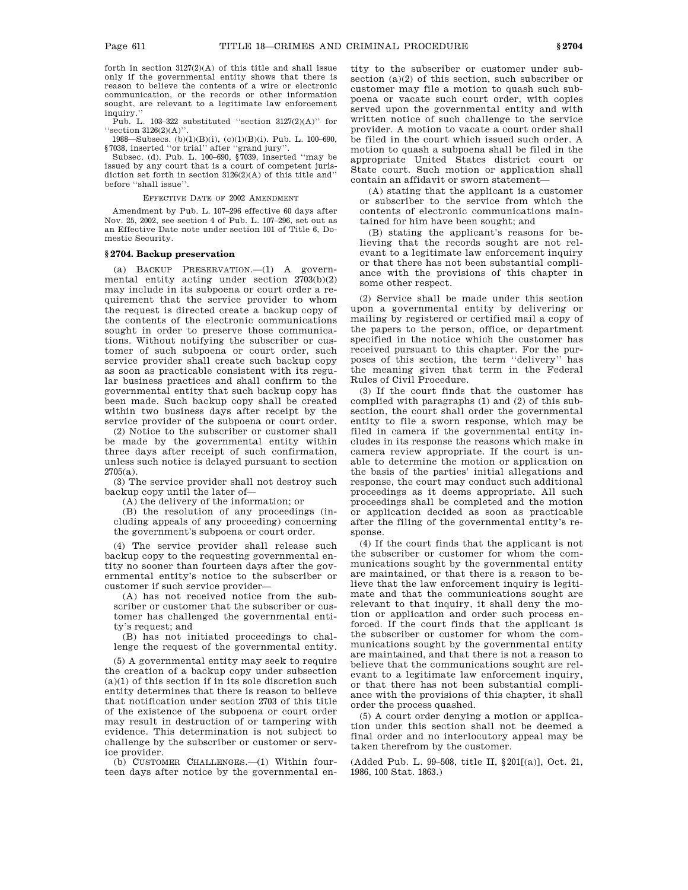forth in section 3127(2)(A) of this title and shall issue only if the governmental entity shows that there is reason to believe the contents of a wire or electronic communication, or the records or other information sought, are relevant to a legitimate law enforcement inquiry.''

Pub. L. 103–322 substituted ''section 3127(2)(A)'' for ''section 3126(2)(A)''.

1988—Subsecs. (b)(1)(B)(i), (c)(1)(B)(i). Pub. L. 100–690, §7038, inserted ''or trial'' after ''grand jury''.

Subsec. (d). Pub. L. 100–690, §7039, inserted ''may be issued by any court that is a court of competent jurisdiction set forth in section 3126(2)(A) of this title and'' before ''shall issue''.

EFFECTIVE DATE OF 2002 AMENDMENT

Amendment by Pub. L. 107–296 effective 60 days after Nov. 25, 2002, see section 4 of Pub. L. 107–296, set out as an Effective Date note under section 101 of Title 6, Domestic Security.

### § 2704. Backup preservation

(a) BACKUP PRESERVATION.—(1) A governmental entity acting under section 2703(b)(2) may include in its subpoena or court order a requirement that the service provider to whom the request is directed create a backup copy of the contents of the electronic communications sought in order to preserve those communications. Without notifying the subscriber or customer of such subpoena or court order, such service provider shall create such backup copy as soon as practicable consistent with its regular business practices and shall confirm to the governmental entity that such backup copy has been made. Such backup copy shall be created within two business days after receipt by the service provider of the subpoena or court order.

(2) Notice to the subscriber or customer shall be made by the governmental entity within three days after receipt of such confirmation, unless such notice is delayed pursuant to section 2705(a).

(3) The service provider shall not destroy such backup copy until the later of—

(A) the delivery of the information; or

(B) the resolution of any proceedings (including appeals of any proceeding) concerning the government's subpoena or court order.

(4) The service provider shall release such backup copy to the requesting governmental entity no sooner than fourteen days after the governmental entity's notice to the subscriber or customer if such service provider—

(A) has not received notice from the subscriber or customer that the subscriber or customer has challenged the governmental entity's request; and

(B) has not initiated proceedings to challenge the request of the governmental entity.

(5) A governmental entity may seek to require the creation of a backup copy under subsection (a)(1) of this section if in its sole discretion such entity determines that there is reason to believe that notification under section 2703 of this title of the existence of the subpoena or court order may result in destruction of or tampering with evidence. This determination is not subject to challenge by the subscriber or customer or service provider.

(b) CUSTOMER CHALLENGES.—(1) Within fourteen days after notice by the governmental entity to the subscriber or customer under subsection (a)(2) of this section, such subscriber or customer may file a motion to quash such subpoena or vacate such court order, with copies served upon the governmental entity and with written notice of such challenge to the service provider. A motion to vacate a court order shall be filed in the court which issued such order. A motion to quash a subpoena shall be filed in the appropriate United States district court or State court. Such motion or application shall contain an affidavit or sworn statement—

(A) stating that the applicant is a customer or subscriber to the service from which the contents of electronic communications maintained for him have been sought; and

(B) stating the applicant's reasons for believing that the records sought are not relevant to a legitimate law enforcement inquiry or that there has not been substantial compliance with the provisions of this chapter in some other respect.

(2) Service shall be made under this section upon a governmental entity by delivering or mailing by registered or certified mail a copy of the papers to the person, office, or department specified in the notice which the customer has received pursuant to this chapter. For the purposes of this section, the term ''delivery'' has the meaning given that term in the Federal Rules of Civil Procedure.

(3) If the court finds that the customer has complied with paragraphs (1) and (2) of this subsection, the court shall order the governmental entity to file a sworn response, which may be filed in camera if the governmental entity includes in its response the reasons which make in camera review appropriate. If the court is unable to determine the motion or application on the basis of the parties' initial allegations and response, the court may conduct such additional proceedings as it deems appropriate. All such proceedings shall be completed and the motion or application decided as soon as practicable after the filing of the governmental entity's response.

(4) If the court finds that the applicant is not the subscriber or customer for whom the communications sought by the governmental entity are maintained, or that there is a reason to believe that the law enforcement inquiry is legitimate and that the communications sought are relevant to that inquiry, it shall deny the motion or application and order such process enforced. If the court finds that the applicant is the subscriber or customer for whom the communications sought by the governmental entity are maintained, and that there is not a reason to believe that the communications sought are relevant to a legitimate law enforcement inquiry, or that there has not been substantial compliance with the provisions of this chapter, it shall order the process quashed.

(5) A court order denying a motion or application under this section shall not be deemed a final order and no interlocutory appeal may be taken therefrom by the customer.

(Added Pub. L. 99–508, title II, §201[(a)], Oct. 21, 1986, 100 Stat. 1863.)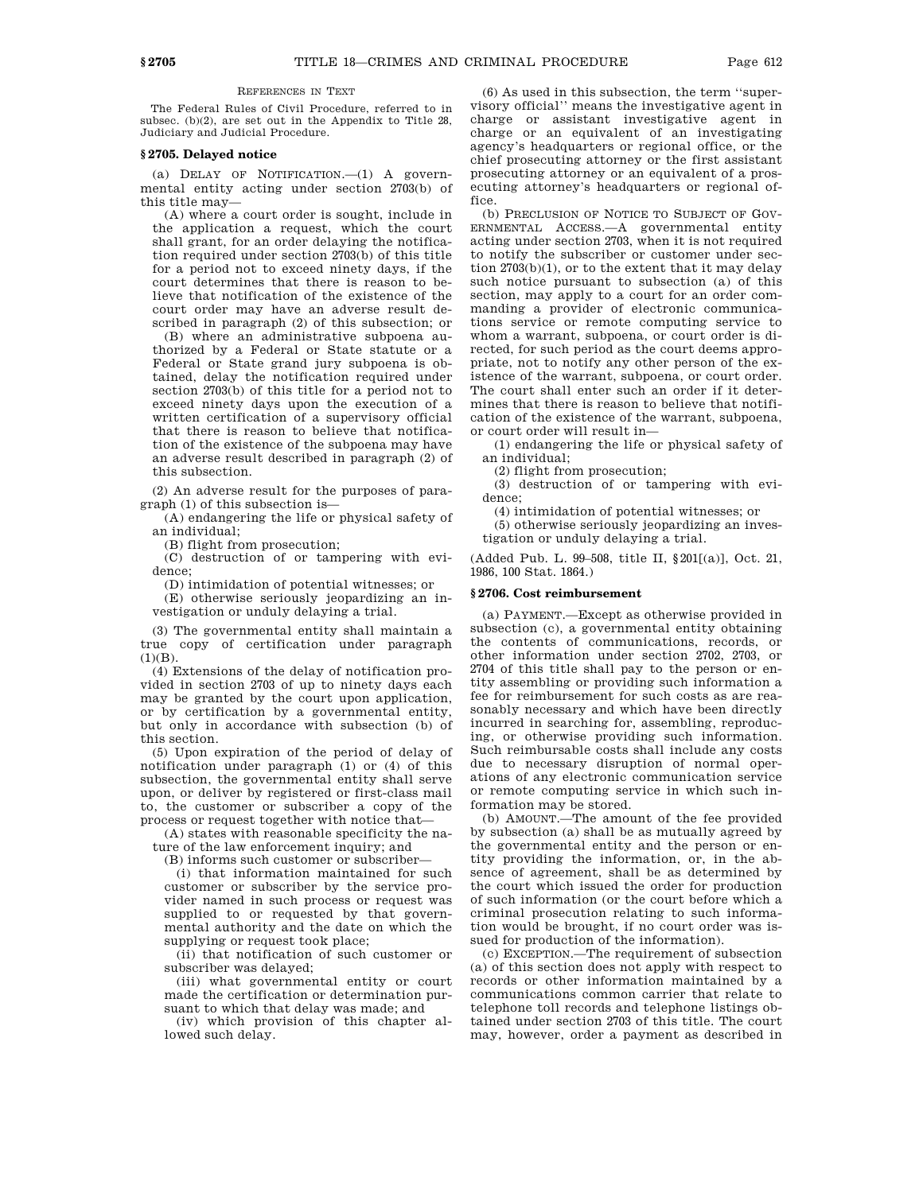REFERENCES IN TEXT

The Federal Rules of Civil Procedure, referred to in subsec. (b)(2), are set out in the Appendix to Title 28, Judiciary and Judicial Procedure.

### § 2705. Delayed notice

(a) DELAY OF NOTIFICATION.—(1) A governmental entity acting under section 2703(b) of this title may—

(A) where a court order is sought, include in the application a request, which the court shall grant, for an order delaying the notification required under section 2703(b) of this title for a period not to exceed ninety days, if the court determines that there is reason to believe that notification of the existence of the court order may have an adverse result described in paragraph (2) of this subsection; or

(B) where an administrative subpoena authorized by a Federal or State statute or a Federal or State grand jury subpoena is obtained, delay the notification required under section 2703(b) of this title for a period not to exceed ninety days upon the execution of a written certification of a supervisory official that there is reason to believe that notification of the existence of the subpoena may have an adverse result described in paragraph (2) of this subsection.

(2) An adverse result for the purposes of paragraph (1) of this subsection is—

(A) endangering the life or physical safety of an individual;

(B) flight from prosecution;

(C) destruction of or tampering with evidence;

(D) intimidation of potential witnesses; or

(E) otherwise seriously jeopardizing an investigation or unduly delaying a trial.

(3) The governmental entity shall maintain a true copy of certification under paragraph (1)(B).

(4) Extensions of the delay of notification provided in section 2703 of up to ninety days each may be granted by the court upon application, or by certification by a governmental entity, but only in accordance with subsection (b) of this section.

(5) Upon expiration of the period of delay of notification under paragraph (1) or (4) of this subsection, the governmental entity shall serve upon, or deliver by registered or first-class mail to, the customer or subscriber a copy of the process or request together with notice that—

(A) states with reasonable specificity the nature of the law enforcement inquiry; and

(B) informs such customer or subscriber—

(i) that information maintained for such customer or subscriber by the service provider named in such process or request was supplied to or requested by that governmental authority and the date on which the supplying or request took place;

(ii) that notification of such customer or subscriber was delayed;

(iii) what governmental entity or court made the certification or determination pursuant to which that delay was made; and

(iv) which provision of this chapter allowed such delay.

(6) As used in this subsection, the term ''supervisory official'' means the investigative agent in charge or assistant investigative agent in charge or an equivalent of an investigating agency's headquarters or regional office, or the chief prosecuting attorney or the first assistant prosecuting attorney or an equivalent of a prosecuting attorney's headquarters or regional office.

(b) PRECLUSION OF NOTICE TO SUBJECT OF GOVERNMENTAL ACCESS.—A governmental entity acting under section 2703, when it is not required to notify the subscriber or customer under section 2703(b)(1), or to the extent that it may delay such notice pursuant to subsection (a) of this section, may apply to a court for an order commanding a provider of electronic communications service or remote computing service to whom a warrant, subpoena, or court order is directed, for such period as the court deems appropriate, not to notify any other person of the existence of the warrant, subpoena, or court order. The court shall enter such an order if it determines that there is reason to believe that notification of the existence of the warrant, subpoena, or court order will result in—

(1) endangering the life or physical safety of an individual;

(2) flight from prosecution;

(3) destruction of or tampering with evidence;

(4) intimidation of potential witnesses; or

(5) otherwise seriously jeopardizing an investigation or unduly delaying a trial.

(Added Pub. L. 99–508, title II, § 201[(a)], Oct. 21, 1986, 100 Stat. 1864.)

### § 2706. Cost reimbursement

(a) PAYMENT.—Except as otherwise provided in subsection (c), a governmental entity obtaining the contents of communications, records, or other information under section 2702, 2703, or 2704 of this title shall pay to the person or entity assembling or providing such information a fee for reimbursement for such costs as are reasonably necessary and which have been directly incurred in searching for, assembling, reproducing, or otherwise providing such information. Such reimbursable costs shall include any costs due to necessary disruption of normal operations of any electronic communication service or remote computing service in which such information may be stored.

(b) AMOUNT.—The amount of the fee provided by subsection (a) shall be as mutually agreed by the governmental entity and the person or entity providing the information, or, in the absence of agreement, shall be as determined by the court which issued the order for production of such information (or the court before which a criminal prosecution relating to such information would be brought, if no court order was issued for production of the information).

(c) EXCEPTION.—The requirement of subsection (a) of this section does not apply with respect to records or other information maintained by a communications common carrier that relate to telephone toll records and telephone listings obtained under section 2703 of this title. The court may, however, order a payment as described in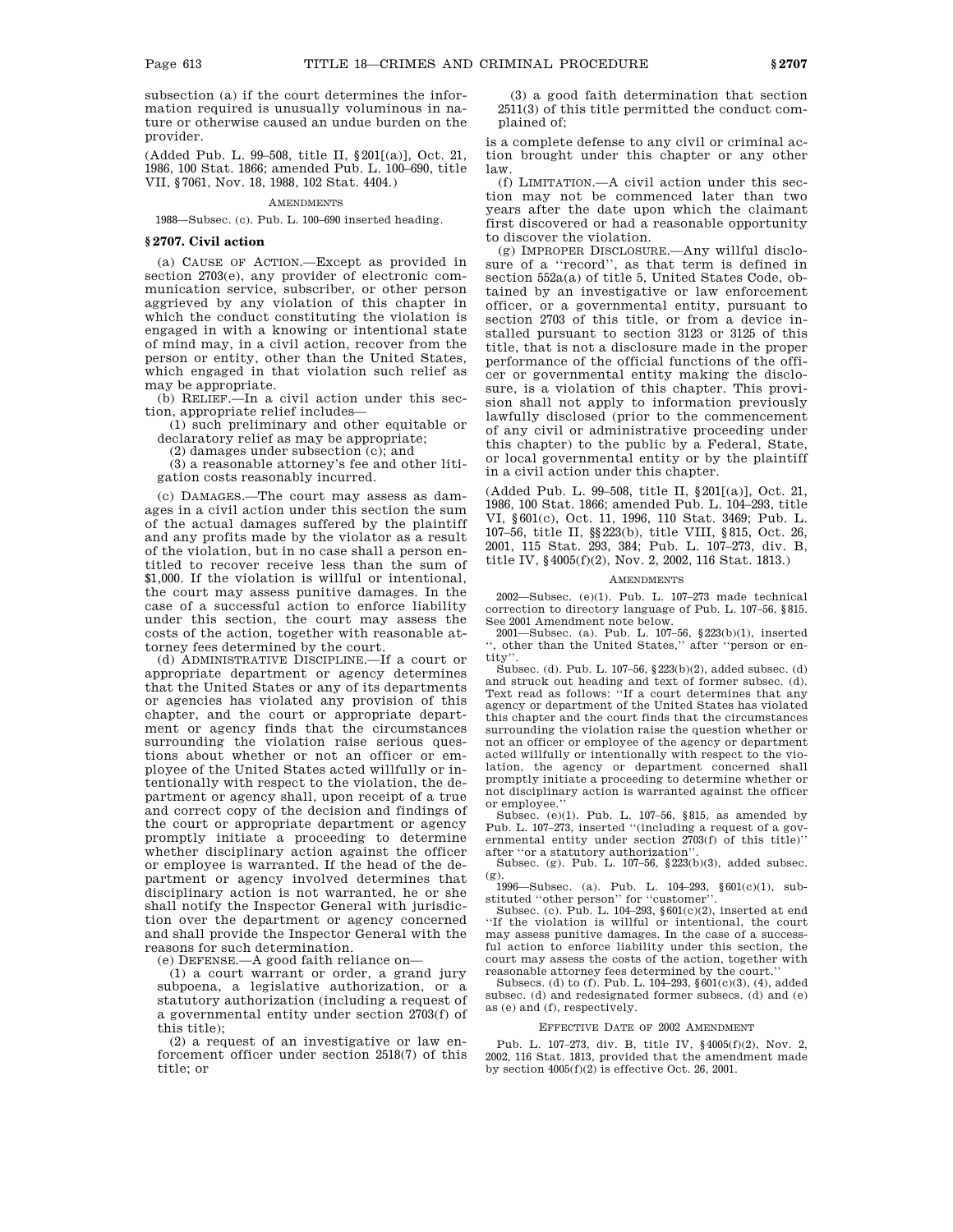subsection (a) if the court determines the information required is unusually voluminous in nature or otherwise caused an undue burden on the provider.

(Added Pub. L. 99–508, title II, §201[(a)], Oct. 21, 1986, 100 Stat. 1866; amended Pub. L. 100–690, title VII, §7061, Nov. 18, 1988, 102 Stat. 4404.)

AMENDMENTS

1988—Subsec. (c). Pub. L. 100–690 inserted heading.

## §2707. Civil action

(a) CAUSE OF ACTION.—Except as provided in section 2703(e), any provider of electronic communication service, subscriber, or other person aggrieved by any violation of this chapter in which the conduct constituting the violation is engaged in with a knowing or intentional state of mind may, in a civil action, recover from the person or entity, other than the United States, which engaged in that violation such relief as may be appropriate.

(b) RELIEF.—In a civil action under this section, appropriate relief includes—

(1) such preliminary and other equitable or declaratory relief as may be appropriate;

(2) damages under subsection (c); and

(3) a reasonable attorney's fee and other litigation costs reasonably incurred.

(c) DAMAGES.—The court may assess as damages in a civil action under this section the sum of the actual damages suffered by the plaintiff and any profits made by the violator as a result of the violation, but in no case shall a person entitled to recover receive less than the sum of $1,000. If the violation is willful or intentional, the court may assess punitive damages. In the case of a successful action to enforce liability under this section, the court may assess the costs of the action, together with reasonable attorney fees determined by the court.

(d) ADMINISTRATIVE DISCIPLINE.—If a court or appropriate department or agency determines that the United States or any of its departments or agencies has violated any provision of this chapter, and the court or appropriate department or agency finds that the circumstances surrounding the violation raise serious questions about whether or not an officer or employee of the United States acted willfully or intentionally with respect to the violation, the department or agency shall, upon receipt of a true and correct copy of the decision and findings of the court or appropriate department or agency promptly initiate a proceeding to determine whether disciplinary action against the officer or employee is warranted. If the head of the department or agency involved determines that disciplinary action is not warranted, he or she shall notify the Inspector General with jurisdiction over the department or agency concerned and shall provide the Inspector General with the reasons for such determination.

(e) DEFENSE.—A good faith reliance on—

(1) a court warrant or order, a grand jury subpoena, a legislative authorization, or a statutory authorization (including a request of a governmental entity under section 2703(f) of this title);

(2) a request of an investigative or law enforcement officer under section 2518(7) of this title; or

(3) a good faith determination that section 2511(3) of this title permitted the conduct complained of;

is a complete defense to any civil or criminal action brought under this chapter or any other law.

(f) LIMITATION.—A civil action under this section may not be commenced later than two years after the date upon which the claimant first discovered or had a reasonable opportunity to discover the violation.

(g) IMPROPER DISCLOSURE.—Any willful disclosure of a "record", as that term is defined in section 552a(a) of title 5, United States Code, obtained by an investigative or law enforcement officer, or a governmental entity, pursuant to section 2703 of this title, or from a device installed pursuant to section 3123 or 3125 of this title, that is not a disclosure made in the proper performance of the official functions of the officer or governmental entity making the disclosure, is a violation of this chapter. This provision shall not apply to information previously lawfully disclosed (prior to the commencement of any civil or administrative proceeding under this chapter) to the public by a Federal, State, or local governmental entity or by the plaintiff in a civil action under this chapter.

(Added Pub. L. 99–508, title II, §201[(a)], Oct. 21, 1986, 100 Stat. 1866; amended Pub. L. 104–293, title VI, §601(c), Oct. 11, 1996, 110 Stat. 3469; Pub. L. 107–56, title II, §§223(b), title VIII, §815, Oct. 26, 2001, 115 Stat. 293, 384; Pub. L. 107–273, div. B, title IV, §4005(f)(2), Nov. 2, 2002, 116 Stat. 1813.)

AMENDMENTS

2002—Subsec. (e)(1). Pub. L. 107–273 made technical correction to directory language of Pub. L. 107–56, §815. See 2001 Amendment note below.

2001—Subsec. (a). Pub. L. 107–56, §223(b)(1), inserted ", other than the United States," after "person or entity".

Subsec. (d). Pub. L. 107–56, §223(b)(2), added subsec. (d) and struck out heading and text of former subsec. (d). Text read as follows: "If a court determines that any agency or department of the United States has violated this chapter and the court finds that the circumstances surrounding the violation raise the question whether or not an officer or employee of the agency or department acted willfully or intentionally with respect to the violation, the agency or department concerned shall promptly initiate a proceeding to determine whether or not disciplinary action is warranted against the officer or employee."

Subsec. (e)(1). Pub. L. 107–56, §815, as amended by Pub. L. 107–273, inserted "(including a request of a governmental entity under section 2703(f) of this title)" after "or a statutory authorization".

Subsec. (g). Pub. L. 107–56, §223(b)(3), added subsec. (g).

1996—Subsec. (a). Pub. L. 104–293, §601(c)(1), substituted "other person" for "customer".

Subsec. (c). Pub. L. 104–293, §601(c)(2), inserted at end "If the violation is willful or intentional, the court may assess punitive damages. In the case of a successful action to enforce liability under this section, the court may assess the costs of the action, together with reasonable attorney fees determined by the court."

Subsecs. (d) to (f). Pub. L. 104–293, §601(c)(3), (4), added subsec. (d) and redesignated former subsecs. (d) and (e) as (e) and (f), respectively.

EFFECTIVE DATE OF 2002 AMENDMENT

Pub. L. 107–273, div. B, title IV, §4005(f)(2), Nov. 2, 2002, 116 Stat. 1813, provided that the amendment made by section 4005(f)(2) is effective Oct. 26, 2001.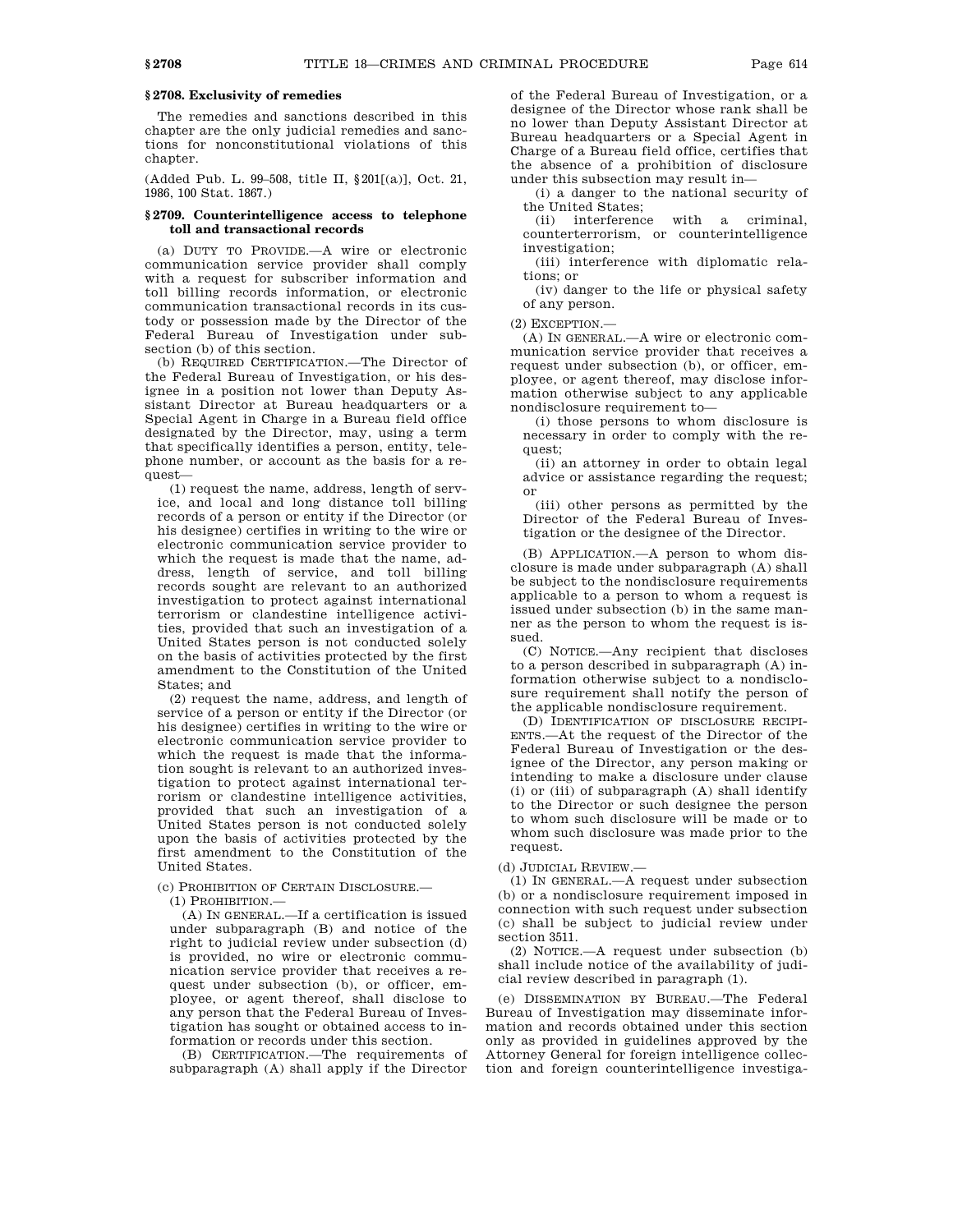### § 2708. Exclusivity of remedies

The remedies and sanctions described in this chapter are the only judicial remedies and sanctions for nonconstitutional violations of this chapter.

(Added Pub. L. 99–508, title II, §201[(a)], Oct. 21, 1986, 100 Stat. 1867.)

### § 2709. Counterintelligence access to telephone toll and transactional records

(a) DUTY TO PROVIDE.—A wire or electronic communication service provider shall comply with a request for subscriber information and toll billing records information, or electronic communication transactional records in its custody or possession made by the Director of the Federal Bureau of Investigation under subsection (b) of this section.

(b) REQUIRED CERTIFICATION.—The Director of the Federal Bureau of Investigation, or his designee in a position not lower than Deputy Assistant Director at Bureau headquarters or a Special Agent in Charge in a Bureau field office designated by the Director, may, using a term that specifically identifies a person, entity, telephone number, or account as the basis for a request—

(1) request the name, address, length of service, and local and long distance toll billing records of a person or entity if the Director (or his designee) certifies in writing to the wire or electronic communication service provider to which the request is made that the name, address, length of service, and toll billing records sought are relevant to an authorized investigation to protect against international terrorism or clandestine intelligence activities, provided that such an investigation of a United States person is not conducted solely on the basis of activities protected by the first amendment to the Constitution of the United States; and

(2) request the name, address, and length of service of a person or entity if the Director (or his designee) certifies in writing to the wire or electronic communication service provider to which the request is made that the information sought is relevant to an authorized investigation to protect against international terrorism or clandestine intelligence activities, provided that such an investigation of a United States person is not conducted solely upon the basis of activities protected by the first amendment to the Constitution of the United States.

(c) PROHIBITION OF CERTAIN DISCLOSURE.—

(1) PROHIBITION.—

(A) IN GENERAL.—If a certification is issued under subparagraph (B) and notice of the right to judicial review under subsection (d) is provided, no wire or electronic communication service provider that receives a request under subsection (b), or officer, employee, or agent thereof, shall disclose to any person that the Federal Bureau of Investigation has sought or obtained access to information or records under this section.

(B) CERTIFICATION.—The requirements of subparagraph (A) shall apply if the Director of the Federal Bureau of Investigation, or a designee of the Director whose rank shall be no lower than Deputy Assistant Director at Bureau headquarters or a Special Agent in Charge of a Bureau field office, certifies that the absence of a prohibition of disclosure under this subsection may result in—

(i) a danger to the national security of the United States;

(ii) interference with a criminal, counterterrorism, or counterintelligence investigation;

(iii) interference with diplomatic relations; or

(iv) danger to the life or physical safety of any person.

(2) EXCEPTION.—

(A) IN GENERAL.—A wire or electronic communication service provider that receives a request under subsection (b), or officer, employee, or agent thereof, may disclose information otherwise subject to any applicable nondisclosure requirement to—

(i) those persons to whom disclosure is necessary in order to comply with the request;

(ii) an attorney in order to obtain legal advice or assistance regarding the request; or

(iii) other persons as permitted by the Director of the Federal Bureau of Investigation or the designee of the Director.

(B) APPLICATION.—A person to whom disclosure is made under subparagraph (A) shall be subject to the nondisclosure requirements applicable to a person to whom a request is issued under subsection (b) in the same manner as the person to whom the request is issued.

(C) NOTICE.—Any recipient that discloses to a person described in subparagraph (A) information otherwise subject to a nondisclosure requirement shall notify the person of the applicable nondisclosure requirement.

(D) IDENTIFICATION OF DISCLOSURE RECIPIENTS.—At the request of the Director of the Federal Bureau of Investigation or the designee of the Director, any person making or intending to make a disclosure under clause (i) or (iii) of subparagraph (A) shall identify to the Director or such designee the person to whom such disclosure will be made or to whom such disclosure was made prior to the request.

(d) JUDICIAL REVIEW.—

(1) IN GENERAL.—A request under subsection (b) or a nondisclosure requirement imposed in connection with such request under subsection (c) shall be subject to judicial review under section 3511.

(2) NOTICE.—A request under subsection (b) shall include notice of the availability of judicial review described in paragraph (1).

(e) DISSEMINATION BY BUREAU.—The Federal Bureau of Investigation may disseminate information and records obtained under this section only as provided in guidelines approved by the Attorney General for foreign intelligence collection and foreign counterintelligence investiga-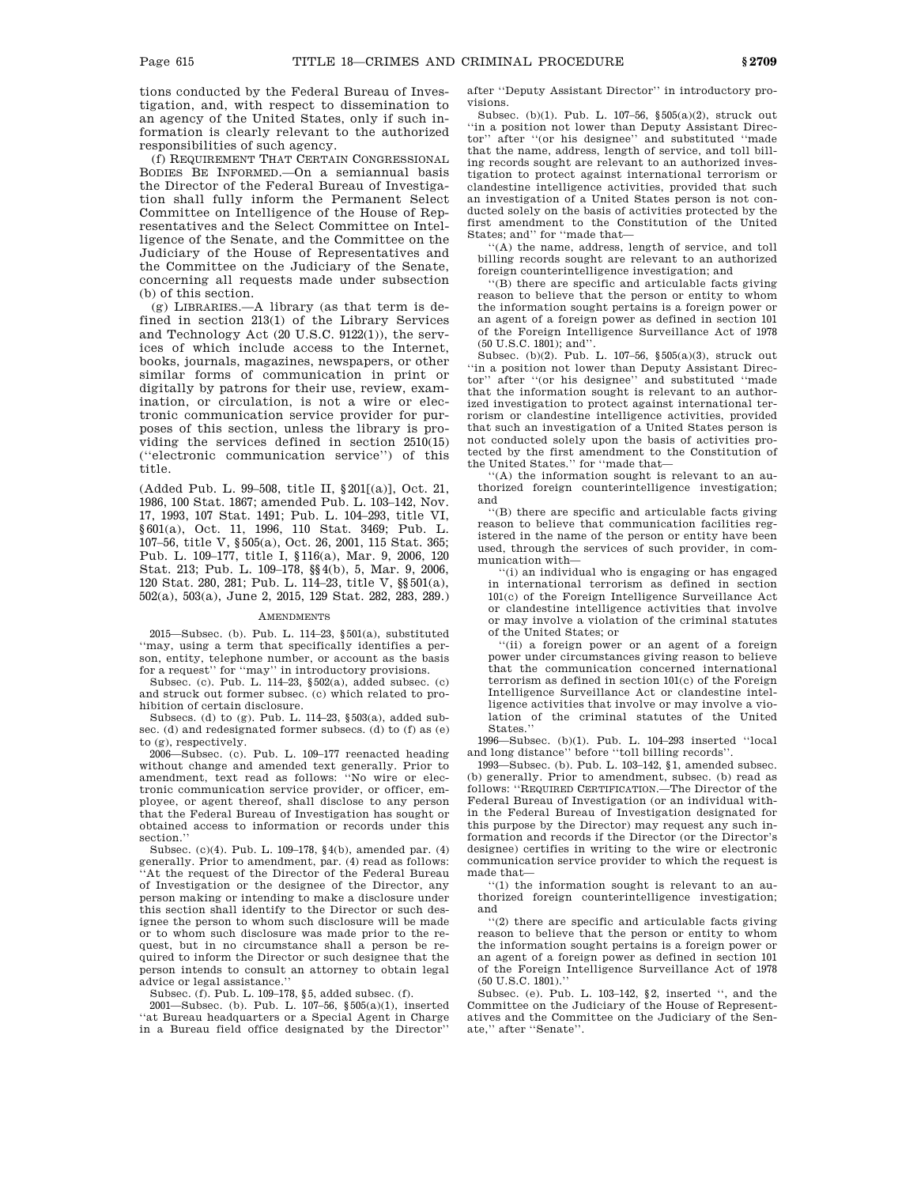tions conducted by the Federal Bureau of Investigation, and, with respect to dissemination to an agency of the United States, only if such information is clearly relevant to the authorized responsibilities of such agency.

(f) REQUIREMENT THAT CERTAIN CONGRESSIONAL BODIES BE INFORMED.—On a semiannual basis the Director of the Federal Bureau of Investigation shall fully inform the Permanent Select Committee on Intelligence of the House of Representatives and the Select Committee on Intelligence of the Senate, and the Committee on the Judiciary of the House of Representatives and the Committee on the Judiciary of the Senate, concerning all requests made under subsection (b) of this section.

(g) LIBRARIES.—A library (as that term is defined in section 213(1) of the Library Services and Technology Act (20 U.S.C. 9122(1)), the services of which include access to the Internet, books, journals, magazines, newspapers, or other similar forms of communication in print or digitally by patrons for their use, review, examination, or circulation, is not a wire or electronic communication service provider for purposes of this section, unless the library is providing the services defined in section 2510(15) (''electronic communication service'') of this title.

(Added Pub. L. 99–508, title II, §201[(a)], Oct. 21, 1986, 100 Stat. 1867; amended Pub. L. 103–142, Nov. 17, 1993, 107 Stat. 1491; Pub. L. 104–293, title VI, §601(a), Oct. 11, 1996, 110 Stat. 3469; Pub. L. 107–56, title V, §505(a), Oct. 26, 2001, 115 Stat. 365; Pub. L. 109–177, title I, §116(a), Mar. 9, 2006, 120 Stat. 213; Pub. L. 109–178, §§4(b), 5, Mar. 9, 2006, 120 Stat. 280, 281; Pub. L. 114–23, title V, §§501(a), 502(a), 503(a), June 2, 2015, 129 Stat. 282, 283, 289.)

## AMENDMENTS

2015—Subsec. (b). Pub. L. 114–23, §501(a), substituted ''may, using a term that specifically identifies a person, entity, telephone number, or account as the basis for a request'' for ''may'' in introductory provisions.

Subsec. (c). Pub. L. 114–23, §502(a), added subsec. (c) and struck out former subsec. (c) which related to prohibition of certain disclosure.

Subsecs. (d) to (g). Pub. L. 114–23, §503(a), added subsec. (d) and redesignated former subsecs. (d) to (f) as (e) to (g), respectively.

2006—Subsec. (c). Pub. L. 109–177 reenacted heading without change and amended text generally. Prior to amendment, text read as follows: ''No wire or electronic communication service provider, or officer, employee, or agent thereof, shall disclose to any person that the Federal Bureau of Investigation has sought or obtained access to information or records under this section.''

Subsec. (c)(4). Pub. L. 109–178, §4(b), amended par. (4) generally. Prior to amendment, par. (4) read as follows: ''At the request of the Director of the Federal Bureau of Investigation or the designee of the Director, any person making or intending to make a disclosure under this section shall identify to the Director or such designee the person to whom such disclosure will be made or to whom such disclosure was made prior to the request, but in no circumstance shall a person be required to inform the Director or such designee that the person intends to consult an attorney to obtain legal advice or legal assistance.''

Subsec. (f). Pub. L. 109–178, §5, added subsec. (f).

2001—Subsec. (b). Pub. L. 107–56, §505(a)(1), inserted ''at Bureau headquarters or a Special Agent in Charge in a Bureau field office designated by the Director'' after ''Deputy Assistant Director'' in introductory provisions.

Subsec. (b)(1). Pub. L. 107–56, §505(a)(2), struck out ''in a position not lower than Deputy Assistant Director'' after ''(or his designee'' and substituted ''made that the name, address, length of service, and toll billing records sought are relevant to an authorized investigation to protect against international terrorism or clandestine intelligence activities, provided that such an investigation of a United States person is not conducted solely on the basis of activities protected by the first amendment to the Constitution of the United States; and'' for ''made that—

''(A) the name, address, length of service, and toll billing records sought are relevant to an authorized foreign counterintelligence investigation; and

''(B) there are specific and articulable facts giving reason to believe that the person or entity to whom the information sought pertains is a foreign power or an agent of a foreign power as defined in section 101 of the Foreign Intelligence Surveillance Act of 1978 (50 U.S.C. 1801); and''.

Subsec. (b)(2). Pub. L. 107–56, §505(a)(3), struck out ''in a position not lower than Deputy Assistant Director'' after ''(or his designee'' and substituted ''made that the information sought is relevant to an authorized investigation to protect against international terrorism or clandestine intelligence activities, provided that such an investigation of a United States person is not conducted solely upon the basis of activities protected by the first amendment to the Constitution of the United States.'' for ''made that—

''(A) the information sought is relevant to an authorized foreign counterintelligence investigation; and

''(B) there are specific and articulable facts giving reason to believe that communication facilities registered in the name of the person or entity have been used, through the services of such provider, in communication with—

''(i) an individual who is engaging or has engaged in international terrorism as defined in section 101(c) of the Foreign Intelligence Surveillance Act or clandestine intelligence activities that involve or may involve a violation of the criminal statutes of the United States; or

''(ii) a foreign power or an agent of a foreign power under circumstances giving reason to believe that the communication concerned international terrorism as defined in section 101(c) of the Foreign Intelligence Surveillance Act or clandestine intelligence activities that involve or may involve a violation of the criminal statutes of the United States.''

1996—Subsec. (b)(1). Pub. L. 104–293 inserted ''local and long distance'' before ''toll billing records''.

1993—Subsec. (b). Pub. L. 103–142, §1, amended subsec. (b) generally. Prior to amendment, subsec. (b) read as follows: ''REQUIRED CERTIFICATION.—The Director of the Federal Bureau of Investigation (or an individual within the Federal Bureau of Investigation designated for this purpose by the Director) may request any such information and records if the Director (or the Director's designee) certifies in writing to the wire or electronic communication service provider to which the request is made that—

''(1) the information sought is relevant to an authorized foreign counterintelligence investigation; and

''(2) there are specific and articulable facts giving reason to believe that the person or entity to whom the information sought pertains is a foreign power or an agent of a foreign power as defined in section 101 of the Foreign Intelligence Surveillance Act of 1978 (50 U.S.C. 1801).''

Subsec. (e). Pub. L. 103–142, §2, inserted '', and the Committee on the Judiciary of the House of Representatives and the Committee on the Judiciary of the Senate,'' after ''Senate''.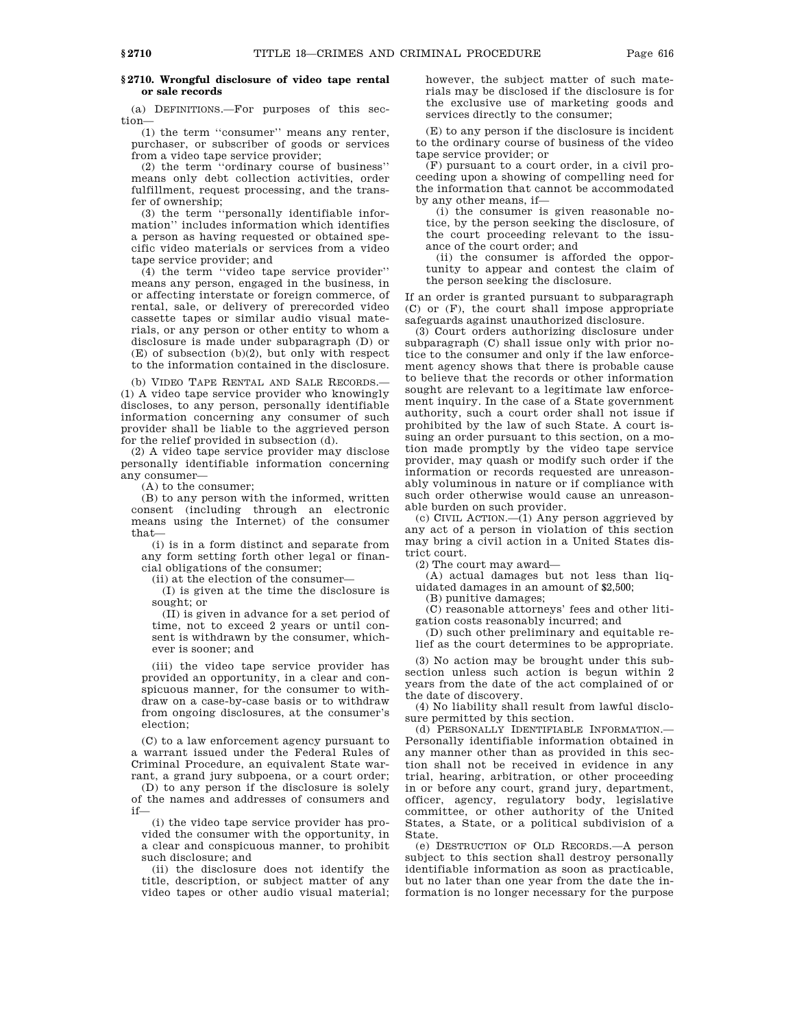### § 2710. Wrongful disclosure of video tape rental or sale records

(a) DEFINITIONS.—For purposes of this section—

(1) the term ''consumer'' means any renter, purchaser, or subscriber of goods or services from a video tape service provider;

(2) the term ''ordinary course of business'' means only debt collection activities, order fulfillment, request processing, and the transfer of ownership;

(3) the term ''personally identifiable information'' includes information which identifies a person as having requested or obtained specific video materials or services from a video tape service provider; and

(4) the term ''video tape service provider'' means any person, engaged in the business, in or affecting interstate or foreign commerce, of rental, sale, or delivery of prerecorded video cassette tapes or similar audio visual materials, or any person or other entity to whom a disclosure is made under subparagraph (D) or (E) of subsection (b)(2), but only with respect to the information contained in the disclosure.

(b) VIDEO TAPE RENTAL AND SALE RECORDS.—(1) A video tape service provider who knowingly discloses, to any person, personally identifiable information concerning any consumer of such provider shall be liable to the aggrieved person for the relief provided in subsection (d).

(2) A video tape service provider may disclose personally identifiable information concerning any consumer—

(A) to the consumer;

(B) to any person with the informed, written consent (including through an electronic means using the Internet) of the consumer that—

(i) is in a form distinct and separate from any form setting forth other legal or financial obligations of the consumer;

(ii) at the election of the consumer—

(I) is given at the time the disclosure is sought; or

(II) is given in advance for a set period of time, not to exceed 2 years or until consent is withdrawn by the consumer, whichever is sooner; and

(iii) the video tape service provider has provided an opportunity, in a clear and conspicuous manner, for the consumer to withdraw on a case-by-case basis or to withdraw from ongoing disclosures, at the consumer's election;

(C) to a law enforcement agency pursuant to a warrant issued under the Federal Rules of Criminal Procedure, an equivalent State warrant, a grand jury subpoena, or a court order;

(D) to any person if the disclosure is solely of the names and addresses of consumers and if—

(i) the video tape service provider has provided the consumer with the opportunity, in a clear and conspicuous manner, to prohibit such disclosure; and

(ii) the disclosure does not identify the title, description, or subject matter of any video tapes or other audio visual material; however, the subject matter of such materials may be disclosed if the disclosure is for the exclusive use of marketing goods and services directly to the consumer;

(E) to any person if the disclosure is incident to the ordinary course of business of the video tape service provider; or

(F) pursuant to a court order, in a civil proceeding upon a showing of compelling need for the information that cannot be accommodated by any other means, if—

(i) the consumer is given reasonable notice, by the person seeking the disclosure, of the court proceeding relevant to the issuance of the court order; and

(ii) the consumer is afforded the opportunity to appear and contest the claim of the person seeking the disclosure.

If an order is granted pursuant to subparagraph (C) or (F), the court shall impose appropriate safeguards against unauthorized disclosure.

(3) Court orders authorizing disclosure under subparagraph (C) shall issue only with prior notice to the consumer and only if the law enforcement agency shows that there is probable cause to believe that the records or other information sought are relevant to a legitimate law enforcement inquiry. In the case of a State government authority, such a court order shall not issue if prohibited by the law of such State. A court issuing an order pursuant to this section, on a motion made promptly by the video tape service provider, may quash or modify such order if the information or records requested are unreasonably voluminous in nature or if compliance with such order otherwise would cause an unreasonable burden on such provider.

(c) CIVIL ACTION.—(1) Any person aggrieved by any act of a person in violation of this section may bring a civil action in a United States district court.

(2) The court may award—

(A) actual damages but not less than liquidated damages in an amount of $2,500;

(B) punitive damages;

(C) reasonable attorneys' fees and other litigation costs reasonably incurred; and

(D) such other preliminary and equitable relief as the court determines to be appropriate.

(3) No action may be brought under this subsection unless such action is begun within 2 years from the date of the act complained of or the date of discovery.

(4) No liability shall result from lawful disclosure permitted by this section.

(d) PERSONALLY IDENTIFIABLE INFORMATION.—Personally identifiable information obtained in any manner other than as provided in this section shall not be received in evidence in any trial, hearing, arbitration, or other proceeding in or before any court, grand jury, department, officer, agency, regulatory body, legislative committee, or other authority of the United States, a State, or a political subdivision of a State.

(e) DESTRUCTION OF OLD RECORDS.—A person subject to this section shall destroy personally identifiable information as soon as practicable, but no later than one year from the date the information is no longer necessary for the purpose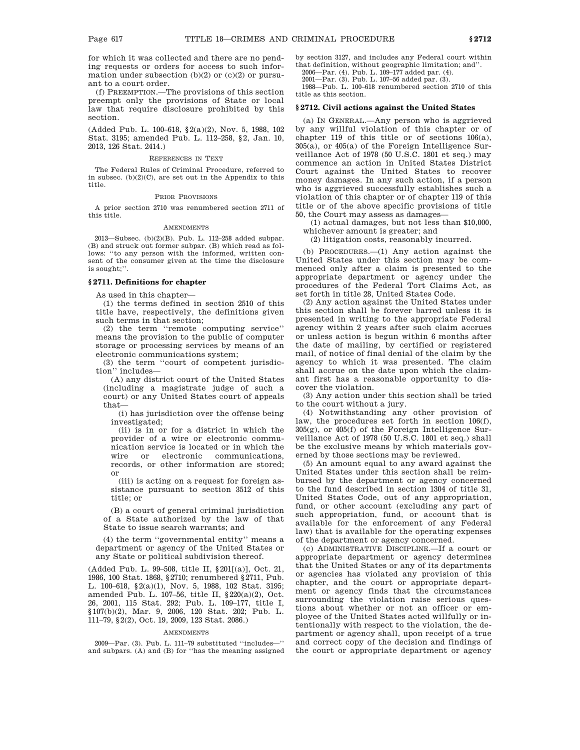for which it was collected and there are no pending requests or orders for access to such information under subsection (b)(2) or (c)(2) or pursuant to a court order.

(f) PREEMPTION.—The provisions of this section preempt only the provisions of State or local law that require disclosure prohibited by this section.

(Added Pub. L. 100–618, §2(a)(2), Nov. 5, 1988, 102 Stat. 3195; amended Pub. L. 112–258, §2, Jan. 10, 2013, 126 Stat. 2414.)

REFERENCES IN TEXT

The Federal Rules of Criminal Procedure, referred to in subsec. (b)(2)(C), are set out in the Appendix to this title.

PRIOR PROVISIONS

A prior section 2710 was renumbered section 2711 of this title.

AMENDMENTS

2013—Subsec. (b)(2)(B). Pub. L. 112–258 added subpar. (B) and struck out former subpar. (B) which read as follows: "to any person with the informed, written consent of the consumer given at the time the disclosure is sought;".

### §2711. Definitions for chapter

As used in this chapter—

(1) the terms defined in section 2510 of this title have, respectively, the definitions given such terms in that section;

(2) the term "remote computing service" means the provision to the public of computer storage or processing services by means of an electronic communications system;

(3) the term "court of competent jurisdiction" includes—

(A) any district court of the United States (including a magistrate judge of such a court) or any United States court of appeals that—

(i) has jurisdiction over the offense being investigated;

(ii) is in or for a district in which the provider of a wire or electronic communication service is located or in which the wire or electronic communications, records, or other information are stored; or

(iii) is acting on a request for foreign assistance pursuant to section 3512 of this title; or

(B) a court of general criminal jurisdiction of a State authorized by the law of that State to issue search warrants; and

(4) the term "governmental entity" means a department or agency of the United States or any State or political subdivision thereof.

(Added Pub. L. 99–508, title II, §201[(a)], Oct. 21, 1986, 100 Stat. 1868, §2710; renumbered §2711, Pub. L. 100–618, §2(a)(1), Nov. 5, 1988, 102 Stat. 3195; amended Pub. L. 107–56, title II, §220(a)(2), Oct. 26, 2001, 115 Stat. 292; Pub. L. 109–177, title I, §107(b)(2), Mar. 9, 2006, 120 Stat. 202; Pub. L. 111–79, §2(2), Oct. 19, 2009, 123 Stat. 2086.)

AMENDMENTS

2009—Par. (3). Pub. L. 111–79 substituted "includes—" and subpars. (A) and (B) for "has the meaning assigned by section 3127, and includes any Federal court within that definition, without geographic limitation; and".

2006—Par. (4). Pub. L. 109–177 added par. (4).

2001—Par. (3). Pub. L. 107–56 added par. (3).

1988—Pub. L. 100–618 renumbered section 2710 of this title as this section.

### §2712. Civil actions against the United States

(a) IN GENERAL.—Any person who is aggrieved by any willful violation of this chapter or of chapter 119 of this title or of sections 106(a), 305(a), or 405(a) of the Foreign Intelligence Surveillance Act of 1978 (50 U.S.C. 1801 et seq.) may commence an action in United States District Court against the United States to recover money damages. In any such action, if a person who is aggrieved successfully establishes such a violation of this chapter or of chapter 119 of this title or of the above specific provisions of title 50, the Court may assess as damages—

(1) actual damages, but not less than $10,000, whichever amount is greater; and

(2) litigation costs, reasonably incurred.

(b) PROCEDURES.—(1) Any action against the United States under this section may be commenced only after a claim is presented to the appropriate department or agency under the procedures of the Federal Tort Claims Act, as set forth in title 28, United States Code.

(2) Any action against the United States under this section shall be forever barred unless it is presented in writing to the appropriate Federal agency within 2 years after such claim accrues or unless action is begun within 6 months after the date of mailing, by certified or registered mail, of notice of final denial of the claim by the agency to which it was presented. The claim shall accrue on the date upon which the claimant first has a reasonable opportunity to discover the violation.

(3) Any action under this section shall be tried to the court without a jury.

(4) Notwithstanding any other provision of law, the procedures set forth in section 106(f), 305(g), or 405(f) of the Foreign Intelligence Surveillance Act of 1978 (50 U.S.C. 1801 et seq.) shall be the exclusive means by which materials governed by those sections may be reviewed.

(5) An amount equal to any award against the United States under this section shall be reimbursed by the department or agency concerned to the fund described in section 1304 of title 31, United States Code, out of any appropriation, fund, or other account (excluding any part of such appropriation, fund, or account that is available for the enforcement of any Federal law) that is available for the operating expenses of the department or agency concerned.

(c) ADMINISTRATIVE DISCIPLINE.—If a court or appropriate department or agency determines that the United States or any of its departments or agencies has violated any provision of this chapter, and the court or appropriate department or agency finds that the circumstances surrounding the violation raise serious questions about whether or not an officer or employee of the United States acted willfully or intentionally with respect to the violation, the department or agency shall, upon receipt of a true and correct copy of the decision and findings of the court or appropriate department or agency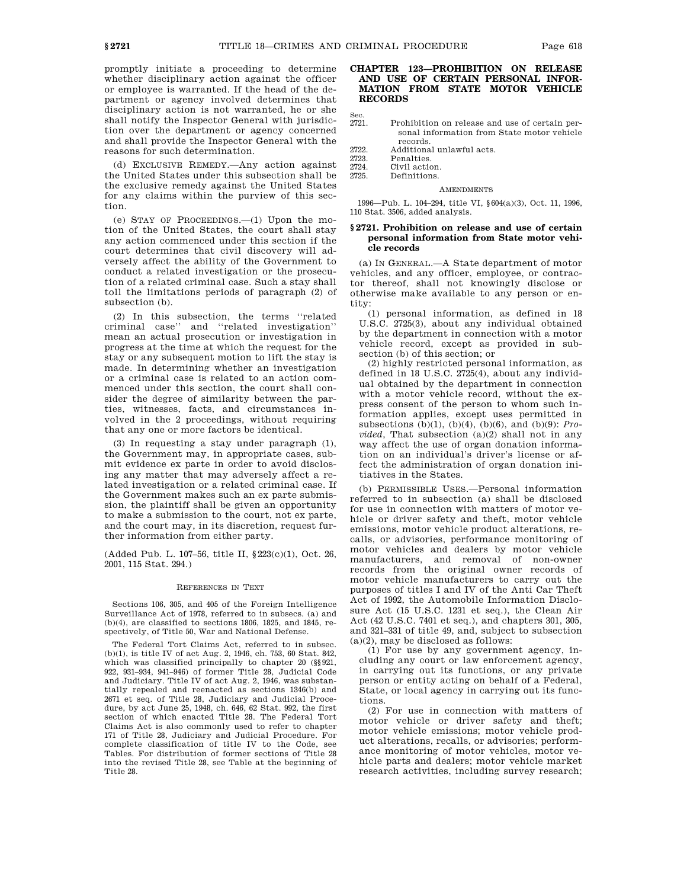promptly initiate a proceeding to determine whether disciplinary action against the officer or employee is warranted. If the head of the department or agency involved determines that disciplinary action is not warranted, he or she shall notify the Inspector General with jurisdiction over the department or agency concerned and shall provide the Inspector General with the reasons for such determination.

(d) EXCLUSIVE REMEDY.—Any action against the United States under this subsection shall be the exclusive remedy against the United States for any claims within the purview of this section.

(e) STAY OF PROCEEDINGS.—(1) Upon the motion of the United States, the court shall stay any action commenced under this section if the court determines that civil discovery will adversely affect the ability of the Government to conduct a related investigation or the prosecution of a related criminal case. Such a stay shall toll the limitations periods of paragraph (2) of subsection (b).

(2) In this subsection, the terms ''related criminal case'' and ''related investigation'' mean an actual prosecution or investigation in progress at the time at which the request for the stay or any subsequent motion to lift the stay is made. In determining whether an investigation or a criminal case is related to an action commenced under this section, the court shall consider the degree of similarity between the parties, witnesses, facts, and circumstances involved in the 2 proceedings, without requiring that any one or more factors be identical.

(3) In requesting a stay under paragraph (1), the Government may, in appropriate cases, submit evidence ex parte in order to avoid disclosing any matter that may adversely affect a related investigation or a related criminal case. If the Government makes such an ex parte submission, the plaintiff shall be given an opportunity to make a submission to the court, not ex parte, and the court may, in its discretion, request further information from either party.

(Added Pub. L. 107–56, title II, §223(c)(1), Oct. 26, 2001, 115 Stat. 294.)

REFERENCES IN TEXT

Sections 106, 305, and 405 of the Foreign Intelligence Surveillance Act of 1978, referred to in subsecs. (a) and (b)(4), are classified to sections 1806, 1825, and 1845, respectively, of Title 50, War and National Defense.

The Federal Tort Claims Act, referred to in subsec. (b)(1), is title IV of act Aug. 2, 1946, ch. 753, 60 Stat. 842, which was classified principally to chapter 20 (§§921, 922, 931–934, 941–946) of former Title 28, Judicial Code and Judiciary. Title IV of act Aug. 2, 1946, was substantially repealed and reenacted as sections 1346(b) and 2671 et seq. of Title 28, Judiciary and Judicial Procedure, by act June 25, 1948, ch. 646, 62 Stat. 992, the first section of which enacted Title 28. The Federal Tort Claims Act is also commonly used to refer to chapter 171 of Title 28, Judiciary and Judicial Procedure. For complete classification of title IV to the Code, see Tables. For distribution of former sections of Title 28 into the revised Title 28, see Table at the beginning of Title 28.

## CHAPTER 123—PROHIBITION ON RELEASE AND USE OF CERTAIN PERSONAL INFORMATION FROM STATE MOTOR VEHICLE RECORDS

| Sec. | |
|---|---|
| 2721. | Prohibition on release and use of certain personal information from State motor vehicle records. |
| 2722. | Additional unlawful acts. |
| 2723. | Penalties. |
| 2724. | Civil action. |
| 2725. | Definitions. |

AMENDMENTS

1996—Pub. L. 104–294, title VI, §604(a)(3), Oct. 11, 1996, 110 Stat. 3506, added analysis.

### §2721. Prohibition on release and use of certain personal information from State motor vehicle records

(a) IN GENERAL.—A State department of motor vehicles, and any officer, employee, or contractor thereof, shall not knowingly disclose or otherwise make available to any person or entity:

(1) personal information, as defined in 18 U.S.C. 2725(3), about any individual obtained by the department in connection with a motor vehicle record, except as provided in subsection (b) of this section; or

(2) highly restricted personal information, as defined in 18 U.S.C. 2725(4), about any individual obtained by the department in connection with a motor vehicle record, without the express consent of the person to whom such information applies, except uses permitted in subsections (b)(1), (b)(4), (b)(6), and (b)(9): *Provided*, That subsection (a)(2) shall not in any way affect the use of organ donation information on an individual's driver's license or affect the administration of organ donation initiatives in the States.

(b) PERMISSIBLE USES.—Personal information referred to in subsection (a) shall be disclosed for use in connection with matters of motor vehicle or driver safety and theft, motor vehicle emissions, motor vehicle product alterations, recalls, or advisories, performance monitoring of motor vehicles and dealers by motor vehicle manufacturers, and removal of non-owner records from the original owner records of motor vehicle manufacturers to carry out the purposes of titles I and IV of the Anti Car Theft Act of 1992, the Automobile Information Disclosure Act (15 U.S.C. 1231 et seq.), the Clean Air Act (42 U.S.C. 7401 et seq.), and chapters 301, 305, and 321–331 of title 49, and, subject to subsection (a)(2), may be disclosed as follows:

(1) For use by any government agency, including any court or law enforcement agency, in carrying out its functions, or any private person or entity acting on behalf of a Federal, State, or local agency in carrying out its functions.

(2) For use in connection with matters of motor vehicle or driver safety and theft; motor vehicle emissions; motor vehicle product alterations, recalls, or advisories; performance monitoring of motor vehicles, motor vehicle parts and dealers; motor vehicle market research activities, including survey research;